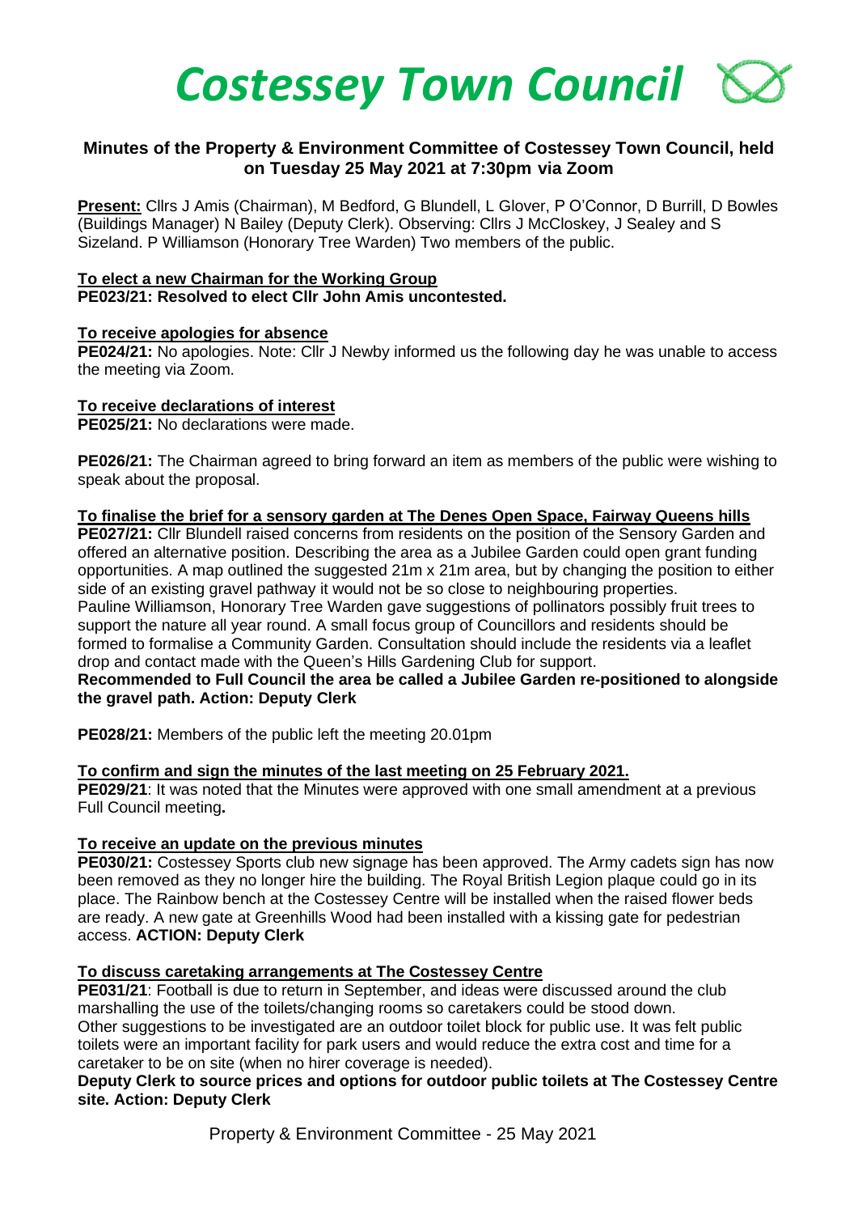# Costessey Town Council

## Minutes of the Property & Environment Committee of Costessey Town Council, held on Tuesday 25 May 2021 at 7:30pm via Zoom

**Present:** Cllrs J Amis (Chairman), M Bedford, G Blundell, L Glover, P O'Connor, D Burrill, D Bowles (Buildings Manager) N Bailey (Deputy Clerk). Observing: Cllrs J McCloskey, J Sealey and S Sizeland. P Williamson (Honorary Tree Warden) Two members of the public.

**To elect a new Chairman for the Working Group**
**PE023/21: Resolved to elect Cllr John Amis uncontested.**

**To receive apologies for absence**
**PE024/21:** No apologies. Note: Cllr J Newby informed us the following day he was unable to access the meeting via Zoom.

**To receive declarations of interest**
**PE025/21:** No declarations were made.

**PE026/21:** The Chairman agreed to bring forward an item as members of the public were wishing to speak about the proposal.

**To finalise the brief for a sensory garden at The Denes Open Space, Fairway Queens hills**
**PE027/21:** Cllr Blundell raised concerns from residents on the position of the Sensory Garden and offered an alternative position. Describing the area as a Jubilee Garden could open grant funding opportunities. A map outlined the suggested 21m x 21m area, but by changing the position to either side of an existing gravel pathway it would not be so close to neighbouring properties.
Pauline Williamson, Honorary Tree Warden gave suggestions of pollinators possibly fruit trees to support the nature all year round. A small focus group of Councillors and residents should be formed to formalise a Community Garden. Consultation should include the residents via a leaflet drop and contact made with the Queen's Hills Gardening Club for support.
**Recommended to Full Council the area be called a Jubilee Garden re-positioned to alongside the gravel path. Action: Deputy Clerk**

**PE028/21:** Members of the public left the meeting 20.01pm

**To confirm and sign the minutes of the last meeting on 25 February 2021.**
**PE029/21**: It was noted that the Minutes were approved with one small amendment at a previous Full Council meeting**.**

**To receive an update on the previous minutes**
**PE030/21:** Costessey Sports club new signage has been approved. The Army cadets sign has now been removed as they no longer hire the building. The Royal British Legion plaque could go in its place. The Rainbow bench at the Costessey Centre will be installed when the raised flower beds are ready. A new gate at Greenhills Wood had been installed with a kissing gate for pedestrian access. **ACTION: Deputy Clerk**

**To discuss caretaking arrangements at The Costessey Centre**
**PE031/21**: Football is due to return in September, and ideas were discussed around the club marshalling the use of the toilets/changing rooms so caretakers could be stood down.
Other suggestions to be investigated are an outdoor toilet block for public use. It was felt public toilets were an important facility for park users and would reduce the extra cost and time for a caretaker to be on site (when no hirer coverage is needed).
**Deputy Clerk to source prices and options for outdoor public toilets at The Costessey Centre site. Action: Deputy Clerk**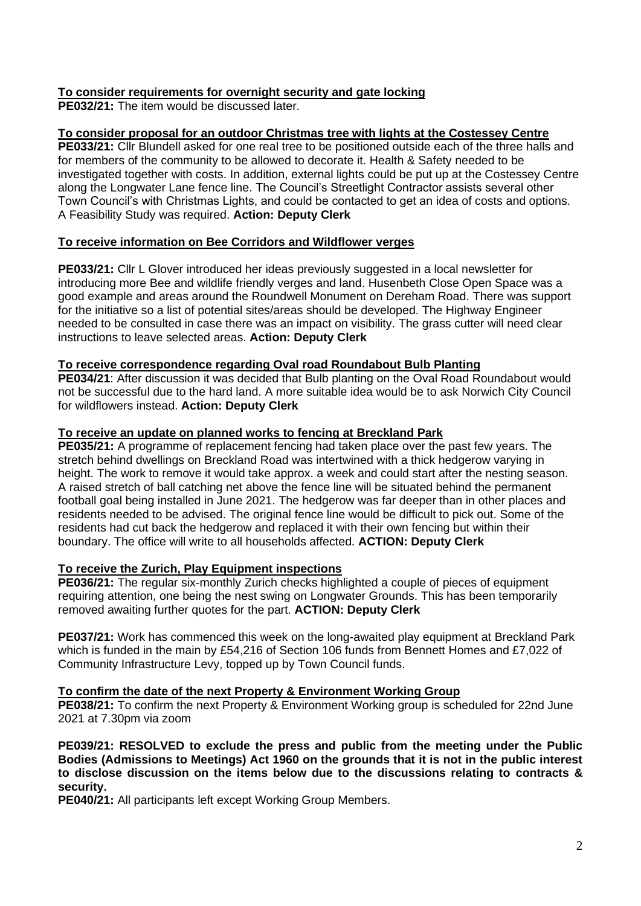**To consider requirements for overnight security and gate locking**

**PE032/21:** The item would be discussed later.

**To consider proposal for an outdoor Christmas tree with lights at the Costessey Centre**

**PE033/21:** Cllr Blundell asked for one real tree to be positioned outside each of the three halls and for members of the community to be allowed to decorate it. Health & Safety needed to be investigated together with costs. In addition, external lights could be put up at the Costessey Centre along the Longwater Lane fence line. The Council's Streetlight Contractor assists several other Town Council's with Christmas Lights, and could be contacted to get an idea of costs and options. A Feasibility Study was required. **Action: Deputy Clerk**

**To receive information on Bee Corridors and Wildflower verges**

**PE033/21:** Cllr L Glover introduced her ideas previously suggested in a local newsletter for introducing more Bee and wildlife friendly verges and land. Husenbeth Close Open Space was a good example and areas around the Roundwell Monument on Dereham Road. There was support for the initiative so a list of potential sites/areas should be developed. The Highway Engineer needed to be consulted in case there was an impact on visibility. The grass cutter will need clear instructions to leave selected areas. **Action: Deputy Clerk**

**To receive correspondence regarding Oval road Roundabout Bulb Planting**

**PE034/21**: After discussion it was decided that Bulb planting on the Oval Road Roundabout would not be successful due to the hard land. A more suitable idea would be to ask Norwich City Council for wildflowers instead. **Action: Deputy Clerk**

**To receive an update on planned works to fencing at Breckland Park**

**PE035/21:** A programme of replacement fencing had taken place over the past few years. The stretch behind dwellings on Breckland Road was intertwined with a thick hedgerow varying in height. The work to remove it would take approx. a week and could start after the nesting season. A raised stretch of ball catching net above the fence line will be situated behind the permanent football goal being installed in June 2021. The hedgerow was far deeper than in other places and residents needed to be advised. The original fence line would be difficult to pick out. Some of the residents had cut back the hedgerow and replaced it with their own fencing but within their boundary. The office will write to all households affected. **ACTION: Deputy Clerk**

**To receive the Zurich, Play Equipment inspections**

**PE036/21:** The regular six-monthly Zurich checks highlighted a couple of pieces of equipment requiring attention, one being the nest swing on Longwater Grounds. This has been temporarily removed awaiting further quotes for the part. **ACTION: Deputy Clerk**

**PE037/21:** Work has commenced this week on the long-awaited play equipment at Breckland Park which is funded in the main by £54,216 of Section 106 funds from Bennett Homes and £7,022 of Community Infrastructure Levy, topped up by Town Council funds.

**To confirm the date of the next Property & Environment Working Group**

**PE038/21:** To confirm the next Property & Environment Working group is scheduled for 22nd June 2021 at 7.30pm via zoom

**PE039/21: RESOLVED to exclude the press and public from the meeting under the Public Bodies (Admissions to Meetings) Act 1960 on the grounds that it is not in the public interest to disclose discussion on the items below due to the discussions relating to contracts & security.**

**PE040/21:** All participants left except Working Group Members.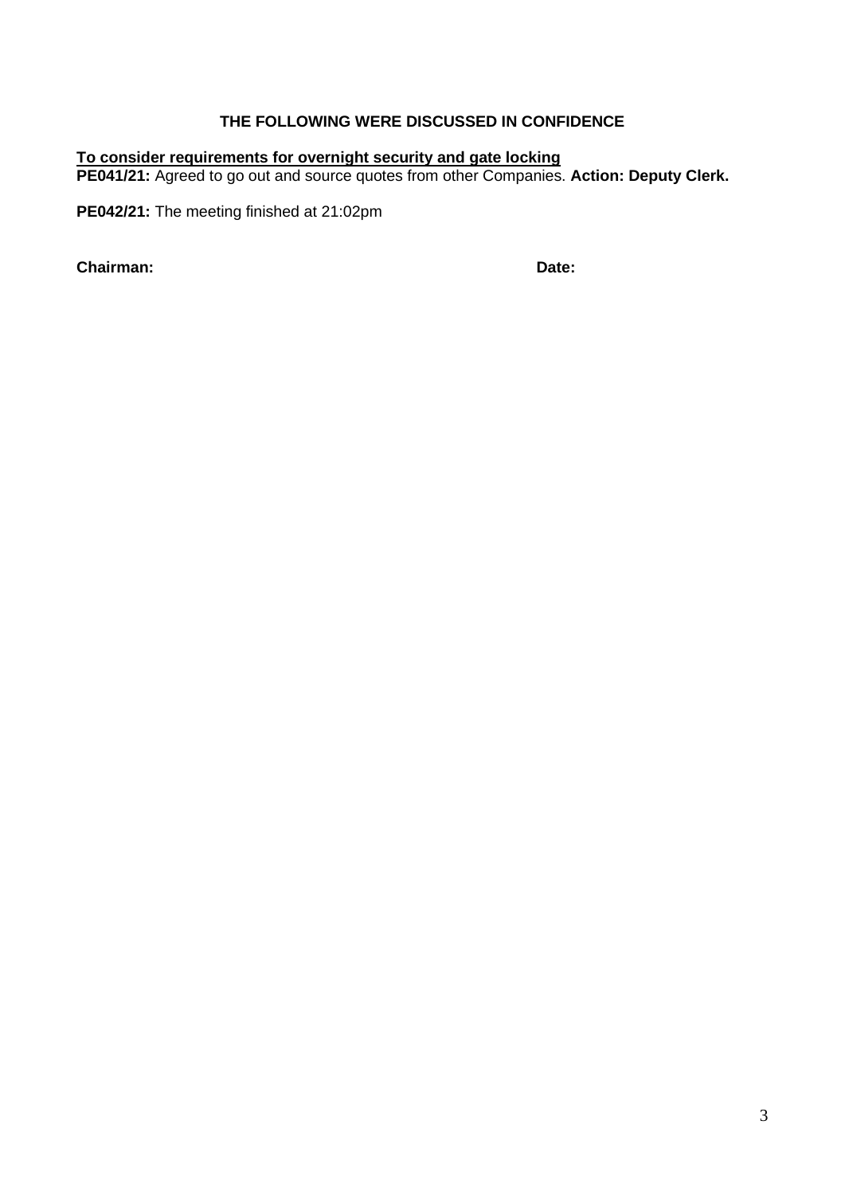**THE FOLLOWING WERE DISCUSSED IN CONFIDENCE**

**To consider requirements for overnight security and gate locking**

**PE041/21:** Agreed to go out and source quotes from other Companies. **Action: Deputy Clerk.**

**PE042/21:** The meeting finished at 21:02pm

**Chairman:** **Date:**